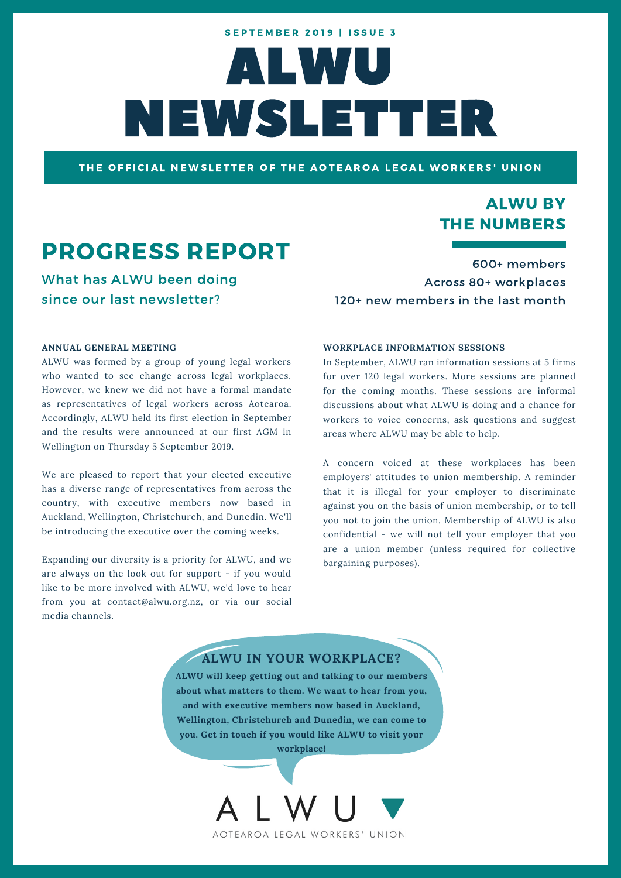SEPTEMBER 2019 | ISSUE 3

# ALWU NEWSLETTER

**THE OFFICIAL NEWSLETTER OF THE AOTEAROA LEGAL WORKERS' UNION**

## PROGRESS REPORT

What has ALWU been doing since our last newsletter?

## ALWU BY THE NUMBERS

600+ members
Across 80+ workplaces
120+ new members in the last month

### ANNUAL GENERAL MEETING

ALWU was formed by a group of young legal workers who wanted to see change across legal workplaces. However, we knew we did not have a formal mandate as representatives of legal workers across Aotearoa. Accordingly, ALWU held its first election in September and the results were announced at our first AGM in Wellington on Thursday 5 September 2019.

We are pleased to report that your elected executive has a diverse range of representatives from across the country, with executive members now based in Auckland, Wellington, Christchurch, and Dunedin. We'll be introducing the executive over the coming weeks.

Expanding our diversity is a priority for ALWU, and we are always on the look out for support - if you would like to be more involved with ALWU, we'd love to hear from you at contact@alwu.org.nz, or via our social media channels.

### WORKPLACE INFORMATION SESSIONS

In September, ALWU ran information sessions at 5 firms for over 120 legal workers. More sessions are planned for the coming months. These sessions are informal discussions about what ALWU is doing and a chance for workers to voice concerns, ask questions and suggest areas where ALWU may be able to help.

A concern voiced at these workplaces has been employers' attitudes to union membership. A reminder that it is illegal for your employer to discriminate against you on the basis of union membership, or to tell you not to join the union. Membership of ALWU is also confidential - we will not tell your employer that you are a union member (unless required for collective bargaining purposes).

### ALWU IN YOUR WORKPLACE?

**ALWU will keep getting out and talking to our members about what matters to them. We want to hear from you, and with executive members now based in Auckland, Wellington, Christchurch and Dunedin, we can come to you. Get in touch if you would like ALWU to visit your workplace!**

ALWU
AOTEAROA LEGAL WORKERS' UNION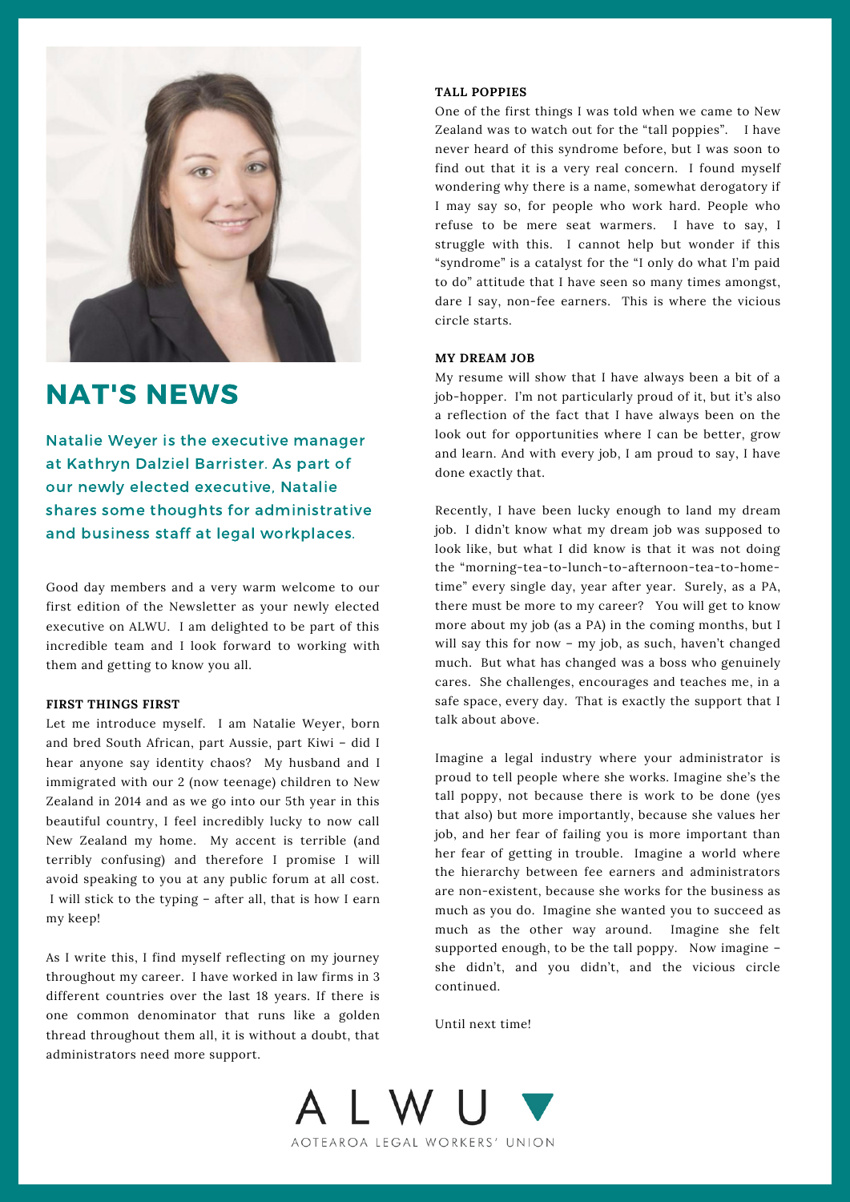# NAT'S NEWS

Natalie Weyer is the executive manager at Kathryn Dalziel Barrister. As part of our newly elected executive, Natalie shares some thoughts for administrative and business staff at legal workplaces.

Good day members and a very warm welcome to our first edition of the Newsletter as your newly elected executive on ALWU. I am delighted to be part of this incredible team and I look forward to working with them and getting to know you all.

### FIRST THINGS FIRST

Let me introduce myself. I am Natalie Weyer, born and bred South African, part Aussie, part Kiwi – did I hear anyone say identity chaos? My husband and I immigrated with our 2 (now teenage) children to New Zealand in 2014 and as we go into our 5th year in this beautiful country, I feel incredibly lucky to now call New Zealand my home. My accent is terrible (and terribly confusing) and therefore I promise I will avoid speaking to you at any public forum at all cost. I will stick to the typing – after all, that is how I earn my keep!

As I write this, I find myself reflecting on my journey throughout my career. I have worked in law firms in 3 different countries over the last 18 years. If there is one common denominator that runs like a golden thread throughout them all, it is without a doubt, that administrators need more support.

### TALL POPPIES

One of the first things I was told when we came to New Zealand was to watch out for the "tall poppies". I have never heard of this syndrome before, but I was soon to find out that it is a very real concern. I found myself wondering why there is a name, somewhat derogatory if I may say so, for people who work hard. People who refuse to be mere seat warmers. I have to say, I struggle with this. I cannot help but wonder if this "syndrome" is a catalyst for the "I only do what I'm paid to do" attitude that I have seen so many times amongst, dare I say, non-fee earners. This is where the vicious circle starts.

### MY DREAM JOB

My resume will show that I have always been a bit of a job-hopper. I'm not particularly proud of it, but it's also a reflection of the fact that I have always been on the look out for opportunities where I can be better, grow and learn. And with every job, I am proud to say, I have done exactly that.

Recently, I have been lucky enough to land my dream job. I didn't know what my dream job was supposed to look like, but what I did know is that it was not doing the "morning-tea-to-lunch-to-afternoon-tea-to-home-time" every single day, year after year. Surely, as a PA, there must be more to my career? You will get to know more about my job (as a PA) in the coming months, but I will say this for now – my job, as such, haven't changed much. But what has changed was a boss who genuinely cares. She challenges, encourages and teaches me, in a safe space, every day. That is exactly the support that I talk about above.

Imagine a legal industry where your administrator is proud to tell people where she works. Imagine she's the tall poppy, not because there is work to be done (yes that also) but more importantly, because she values her job, and her fear of failing you is more important than her fear of getting in trouble. Imagine a world where the hierarchy between fee earners and administrators are non-existent, because she works for the business as much as you do. Imagine she wanted you to succeed as much as the other way around. Imagine she felt supported enough, to be the tall poppy. Now imagine – she didn't, and you didn't, and the vicious circle continued.

Until next time!

ALWU
AOTEAROA LEGAL WORKERS' UNION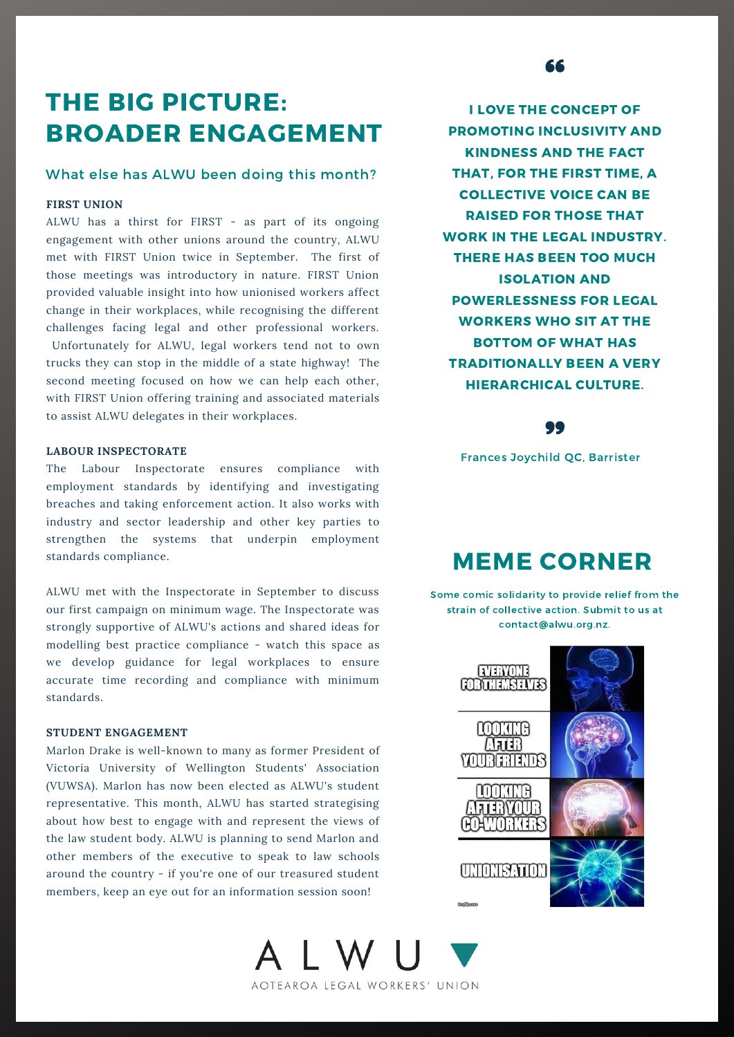# THE BIG PICTURE: BROADER ENGAGEMENT

## What else has ALWU been doing this month?

**FIRST UNION**

ALWU has a thirst for FIRST - as part of its ongoing engagement with other unions around the country, ALWU met with FIRST Union twice in September. The first of those meetings was introductory in nature. FIRST Union provided valuable insight into how unionised workers affect change in their workplaces, while recognising the different challenges facing legal and other professional workers. Unfortunately for ALWU, legal workers tend not to own trucks they can stop in the middle of a state highway! The second meeting focused on how we can help each other, with FIRST Union offering training and associated materials to assist ALWU delegates in their workplaces.

**LABOUR INSPECTORATE**

The Labour Inspectorate ensures compliance with employment standards by identifying and investigating breaches and taking enforcement action. It also works with industry and sector leadership and other key parties to strengthen the systems that underpin employment standards compliance.

ALWU met with the Inspectorate in September to discuss our first campaign on minimum wage. The Inspectorate was strongly supportive of ALWU's actions and shared ideas for modelling best practice compliance - watch this space as we develop guidance for legal workplaces to ensure accurate time recording and compliance with minimum standards.

**STUDENT ENGAGEMENT**

Marlon Drake is well-known to many as former President of Victoria University of Wellington Students' Association (VUWSA). Marlon has now been elected as ALWU's student representative. This month, ALWU has started strategising about how best to engage with and represent the views of the law student body. ALWU is planning to send Marlon and other members of the executive to speak to law schools around the country - if you're one of our treasured student members, keep an eye out for an information session soon!

> **I LOVE THE CONCEPT OF PROMOTING INCLUSIVITY AND KINDNESS AND THE FACT THAT, FOR THE FIRST TIME, A COLLECTIVE VOICE CAN BE RAISED FOR THOSE THAT WORK IN THE LEGAL INDUSTRY. THERE HAS BEEN TOO MUCH ISOLATION AND POWERLESSNESS FOR LEGAL WORKERS WHO SIT AT THE BOTTOM OF WHAT HAS TRADITIONALLY BEEN A VERY HIERARCHICAL CULTURE.**
>
> Frances Joychild QC, Barrister

# MEME CORNER

Some comic solidarity to provide relief from the strain of collective action. Submit to us at contact@alwu.org.nz.

EVERYONE FOR THEMSELVES

LOOKING AFTER YOUR FRIENDS

LOOKING AFTER YOUR CO-WORKERS

UNIONISATION

ALWU

AOTEAROA LEGAL WORKERS' UNION